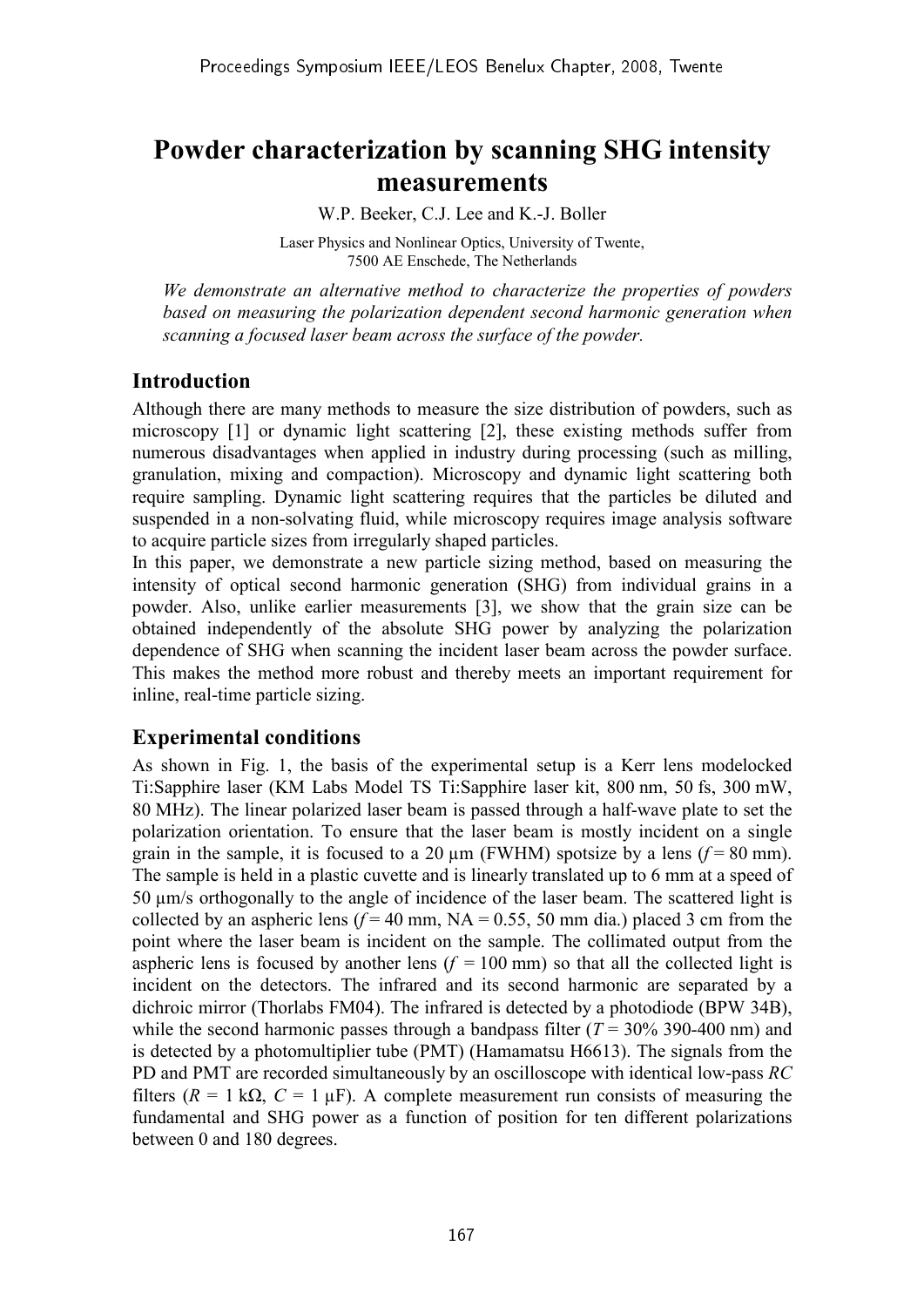# Powder characterization by scanning SHG intensity measurements

W.P. Beeker, C.J. Lee and K.-J. Boller

Laser Physics and Nonlinear Optics, University of Twente,
7500 AE Enschede, The Netherlands

*We demonstrate an alternative method to characterize the properties of powders based on measuring the polarization dependent second harmonic generation when scanning a focused laser beam across the surface of the powder.*

## Introduction

Although there are many methods to measure the size distribution of powders, such as microscopy [1] or dynamic light scattering [2], these existing methods suffer from numerous disadvantages when applied in industry during processing (such as milling, granulation, mixing and compaction). Microscopy and dynamic light scattering both require sampling. Dynamic light scattering requires that the particles be diluted and suspended in a non-solvating fluid, while microscopy requires image analysis software to acquire particle sizes from irregularly shaped particles.

In this paper, we demonstrate a new particle sizing method, based on measuring the intensity of optical second harmonic generation (SHG) from individual grains in a powder. Also, unlike earlier measurements [3], we show that the grain size can be obtained independently of the absolute SHG power by analyzing the polarization dependence of SHG when scanning the incident laser beam across the powder surface. This makes the method more robust and thereby meets an important requirement for inline, real-time particle sizing.

## Experimental conditions

As shown in Fig. 1, the basis of the experimental setup is a Kerr lens modelocked Ti:Sapphire laser (KM Labs Model TS Ti:Sapphire laser kit, 800 nm, 50 fs, 300 mW, 80 MHz). The linear polarized laser beam is passed through a half-wave plate to set the polarization orientation. To ensure that the laser beam is mostly incident on a single grain in the sample, it is focused to a 20 µm (FWHM) spotsize by a lens ($f$ = 80 mm). The sample is held in a plastic cuvette and is linearly translated up to 6 mm at a speed of 50 µm/s orthogonally to the angle of incidence of the laser beam. The scattered light is collected by an aspheric lens ($f$ = 40 mm, NA = 0.55, 50 mm dia.) placed 3 cm from the point where the laser beam is incident on the sample. The collimated output from the aspheric lens is focused by another lens ($f$ = 100 mm) so that all the collected light is incident on the detectors. The infrared and its second harmonic are separated by a dichroic mirror (Thorlabs FM04). The infrared is detected by a photodiode (BPW 34B), while the second harmonic passes through a bandpass filter ($T$ = 30% 390-400 nm) and is detected by a photomultiplier tube (PMT) (Hamamatsu H6613). The signals from the PD and PMT are recorded simultaneously by an oscilloscope with identical low-pass $RC$ filters ($R$ = 1 kΩ, $C$ = 1 µF). A complete measurement run consists of measuring the fundamental and SHG power as a function of position for ten different polarizations between 0 and 180 degrees.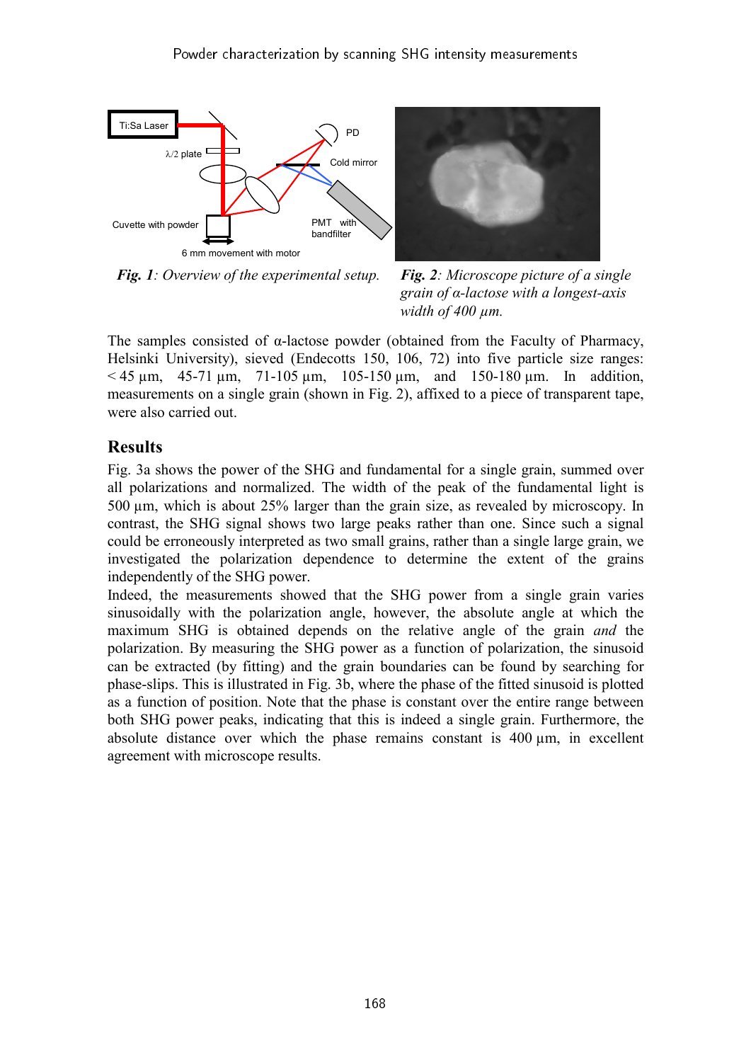*Fig. 1*: *Overview of the experimental setup.*

*Fig. 2*: *Microscope picture of a single grain of α-lactose with a longest-axis width of 400 µm.*

The samples consisted of α-lactose powder (obtained from the Faculty of Pharmacy, Helsinki University), sieved (Endecotts 150, 106, 72) into five particle size ranges: < 45 µm, 45-71 µm, 71-105 µm, 105-150 µm, and 150-180 µm. In addition, measurements on a single grain (shown in Fig. 2), affixed to a piece of transparent tape, were also carried out.

## Results

Fig. 3a shows the power of the SHG and fundamental for a single grain, summed over all polarizations and normalized. The width of the peak of the fundamental light is 500 µm, which is about 25% larger than the grain size, as revealed by microscopy. In contrast, the SHG signal shows two large peaks rather than one. Since such a signal could be erroneously interpreted as two small grains, rather than a single large grain, we investigated the polarization dependence to determine the extent of the grains independently of the SHG power.

Indeed, the measurements showed that the SHG power from a single grain varies sinusoidally with the polarization angle, however, the absolute angle at which the maximum SHG is obtained depends on the relative angle of the grain *and* the polarization. By measuring the SHG power as a function of polarization, the sinusoid can be extracted (by fitting) and the grain boundaries can be found by searching for phase-slips. This is illustrated in Fig. 3b, where the phase of the fitted sinusoid is plotted as a function of position. Note that the phase is constant over the entire range between both SHG power peaks, indicating that this is indeed a single grain. Furthermore, the absolute distance over which the phase remains constant is 400 µm, in excellent agreement with microscope results.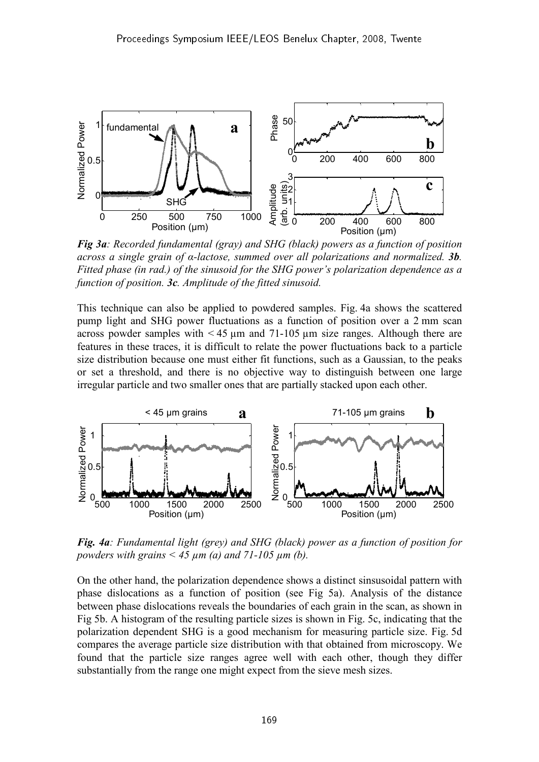*Fig 3a: Recorded fundamental (gray) and SHG (black) powers as a function of position across a single grain of α-lactose, summed over all polarizations and normalized.* ***3b****. Fitted phase (in rad.) of the sinusoid for the SHG power's polarization dependence as a function of position.* ***3c****. Amplitude of the fitted sinusoid.*

This technique can also be applied to powdered samples. Fig. 4a shows the scattered pump light and SHG power fluctuations as a function of position over a 2 mm scan across powder samples with < 45 µm and 71-105 µm size ranges. Although there are features in these traces, it is difficult to relate the power fluctuations back to a particle size distribution because one must either fit functions, such as a Gaussian, to the peaks or set a threshold, and there is no objective way to distinguish between one large irregular particle and two smaller ones that are partially stacked upon each other.

***Fig. 4a****: Fundamental light (grey) and SHG (black) power as a function of position for powders with grains < 45 µm (a) and 71-105 µm (b).*

On the other hand, the polarization dependence shows a distinct sinsusoidal pattern with phase dislocations as a function of position (see Fig 5a). Analysis of the distance between phase dislocations reveals the boundaries of each grain in the scan, as shown in Fig 5b. A histogram of the resulting particle sizes is shown in Fig. 5c, indicating that the polarization dependent SHG is a good mechanism for measuring particle size. Fig. 5d compares the average particle size distribution with that obtained from microscopy. We found that the particle size ranges agree well with each other, though they differ substantially from the range one might expect from the sieve mesh sizes.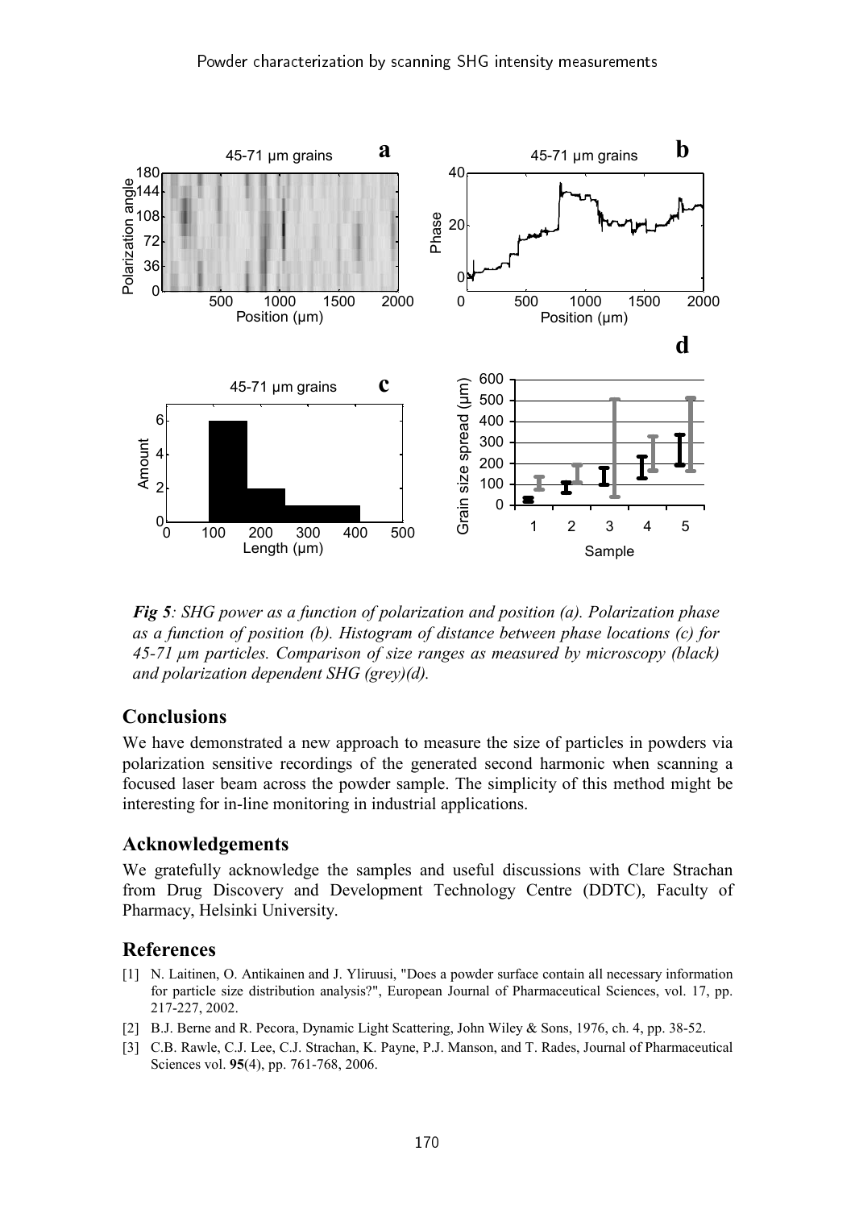45-71 µm grains **a**

Polarization angle

180
144
108
72
36
0

500 1000 1500 2000

Position (µm)

45-71 µm grains **b**

Phase

40
20
0

0 500 1000 1500 2000

Position (µm)

45-71 µm grains **c**

Amount

6
4
2
0

0 100 200 300 400 500

Length (µm)

**d**

Grain size spread (µm)

600
500
400
300
200
100
0

1 2 3 4 5

Sample

***Fig 5****: SHG power as a function of polarization and position (a). Polarization phase as a function of position (b). Histogram of distance between phase locations (c) for 45-71 µm particles. Comparison of size ranges as measured by microscopy (black) and polarization dependent SHG (grey)(d).*

## Conclusions

We have demonstrated a new approach to measure the size of particles in powders via polarization sensitive recordings of the generated second harmonic when scanning a focused laser beam across the powder sample. The simplicity of this method might be interesting for in-line monitoring in industrial applications.

## Acknowledgements

We gratefully acknowledge the samples and useful discussions with Clare Strachan from Drug Discovery and Development Technology Centre (DDTC), Faculty of Pharmacy, Helsinki University.

## References

[1] N. Laitinen, O. Antikainen and J. Yliruusi, "Does a powder surface contain all necessary information for particle size distribution analysis?", European Journal of Pharmaceutical Sciences, vol. 17, pp. 217-227, 2002.

[2] B.J. Berne and R. Pecora, Dynamic Light Scattering, John Wiley & Sons, 1976, ch. 4, pp. 38-52.

[3] C.B. Rawle, C.J. Lee, C.J. Strachan, K. Payne, P.J. Manson, and T. Rades, Journal of Pharmaceutical Sciences vol. **95**(4), pp. 761-768, 2006.